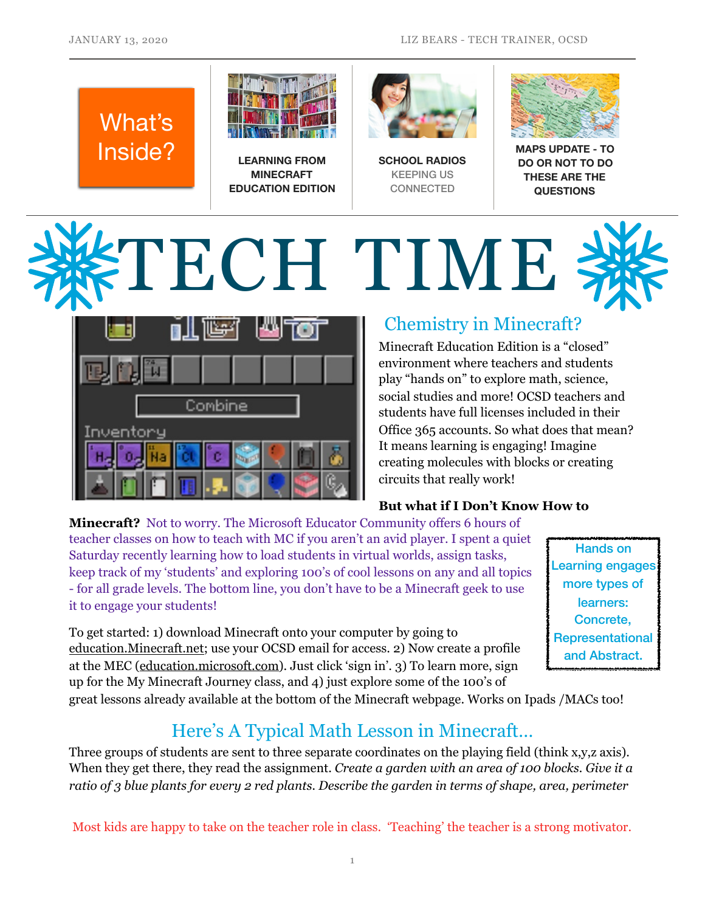JANUARY 13, 2020 — LIZ BEARS - TECH TRAINER, OCSD

**What's Inside?**

- LEARNING FROM MINECRAFT EDUCATION EDITION
- SCHOOL RADIOS KEEPING US CONNECTED
- MAPS UPDATE - TO DO OR NOT TO DO THESE ARE THE QUESTIONS

# TECH TIME

## Chemistry in Minecraft?

Minecraft Education Edition is a "closed" environment where teachers and students play "hands on" to explore math, science, social studies and more! OCSD teachers and students have full licenses included in their Office 365 accounts. So what does that mean? It means learning is engaging! Imagine creating molecules with blocks or creating circuits that really work!

**But what if I Don't Know How to Minecraft?** Not to worry. The Microsoft Educator Community offers 6 hours of teacher classes on how to teach with MC if you aren't an avid player. I spent a quiet Saturday recently learning how to load students in virtual worlds, assign tasks, keep track of my 'students' and exploring 100's of cool lessons on any and all topics - for all grade levels. The bottom line, you don't have to be a Minecraft geek to use it to engage your students!

> Hands on Learning engages more types of learners: Concrete, Representational and Abstract.

To get started: 1) download Minecraft onto your computer by going to education.Minecraft.net; use your OCSD email for access. 2) Now create a profile at the MEC (education.microsoft.com). Just click 'sign in'. 3) To learn more, sign up for the My Minecraft Journey class, and 4) just explore some of the 100's of great lessons already available at the bottom of the Minecraft webpage. Works on Ipads /MACs too!

## Here's A Typical Math Lesson in Minecraft…

Three groups of students are sent to three separate coordinates on the playing field (think x,y,z axis). When they get there, they read the assignment. *Create a garden with an area of 100 blocks. Give it a ratio of 3 blue plants for every 2 red plants. Describe the garden in terms of shape, area, perimeter*

Most kids are happy to take on the teacher role in class. 'Teaching' the teacher is a strong motivator.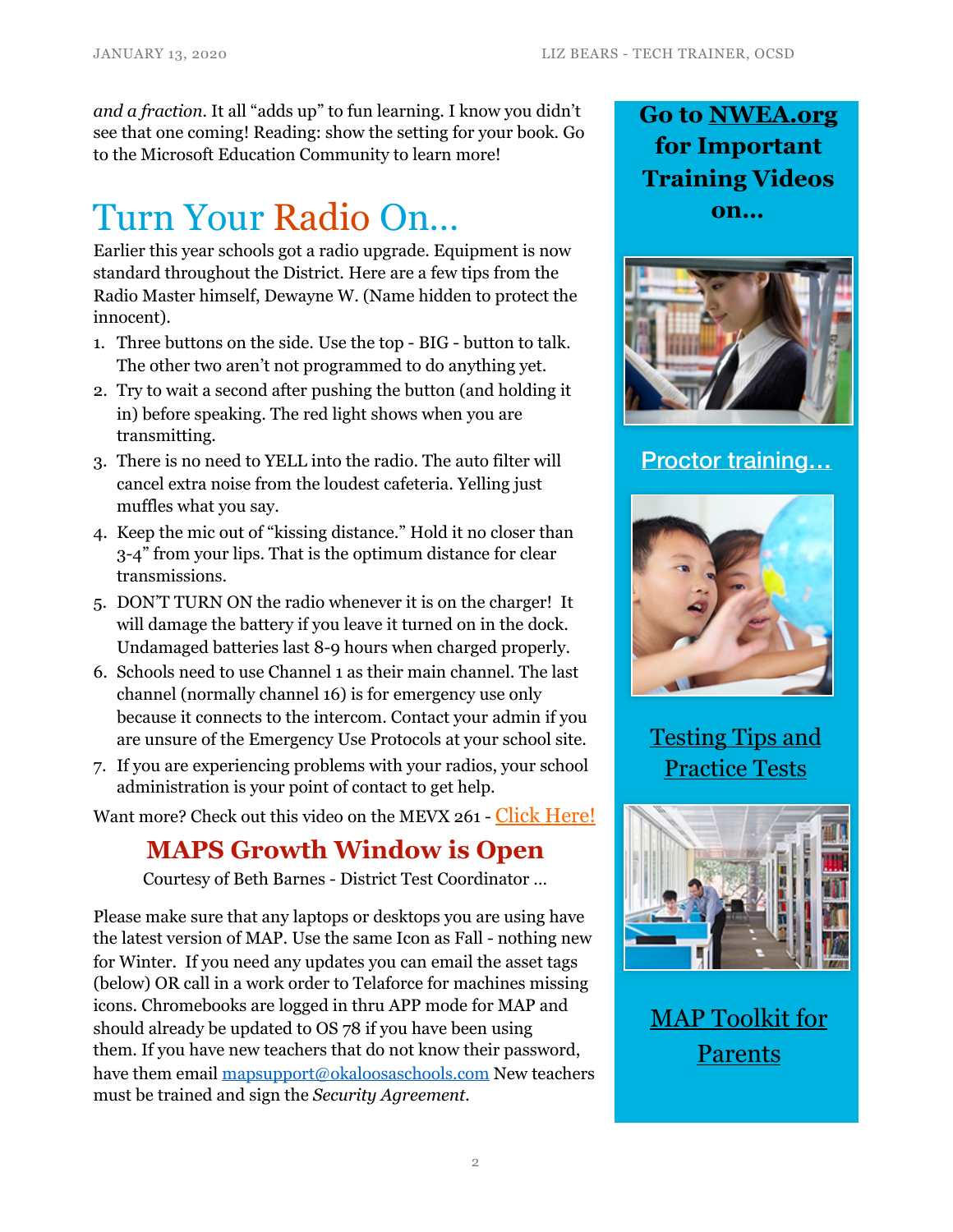*and a fraction*. It all "adds up" to fun learning. I know you didn't see that one coming! Reading: show the setting for your book. Go to the Microsoft Education Community to learn more!

# Turn Your Radio On...

Earlier this year schools got a radio upgrade. Equipment is now standard throughout the District. Here are a few tips from the Radio Master himself, Dewayne W. (Name hidden to protect the innocent).

1. Three buttons on the side. Use the top - BIG - button to talk. The other two aren't not programmed to do anything yet.
2. Try to wait a second after pushing the button (and holding it in) before speaking. The red light shows when you are transmitting.
3. There is no need to YELL into the radio. The auto filter will cancel extra noise from the loudest cafeteria. Yelling just muffles what you say.
4. Keep the mic out of "kissing distance." Hold it no closer than 3-4" from your lips. That is the optimum distance for clear transmissions.
5. DON'T TURN ON the radio whenever it is on the charger! It will damage the battery if you leave it turned on in the dock. Undamaged batteries last 8-9 hours when charged properly.
6. Schools need to use Channel 1 as their main channel. The last channel (normally channel 16) is for emergency use only because it connects to the intercom. Contact your admin if you are unsure of the Emergency Use Protocols at your school site.
7. If you are experiencing problems with your radios, your school administration is your point of contact to get help.

Want more? Check out this video on the MEVX 261 - Click Here!

## MAPS Growth Window is Open

Courtesy of Beth Barnes - District Test Coordinator ...

Please make sure that any laptops or desktops you are using have the latest version of MAP. Use the same Icon as Fall - nothing new for Winter. If you need any updates you can email the asset tags (below) OR call in a work order to Telaforce for machines missing icons. Chromebooks are logged in thru APP mode for MAP and should already be updated to OS 78 if you have been using them. If you have new teachers that do not know their password, have them email mapsupport@okaloosaschools.com New teachers must be trained and sign the *Security Agreement*.

**Go to NWEA.org for Important Training Videos on...**

Proctor training...

Testing Tips and Practice Tests

MAP Toolkit for Parents